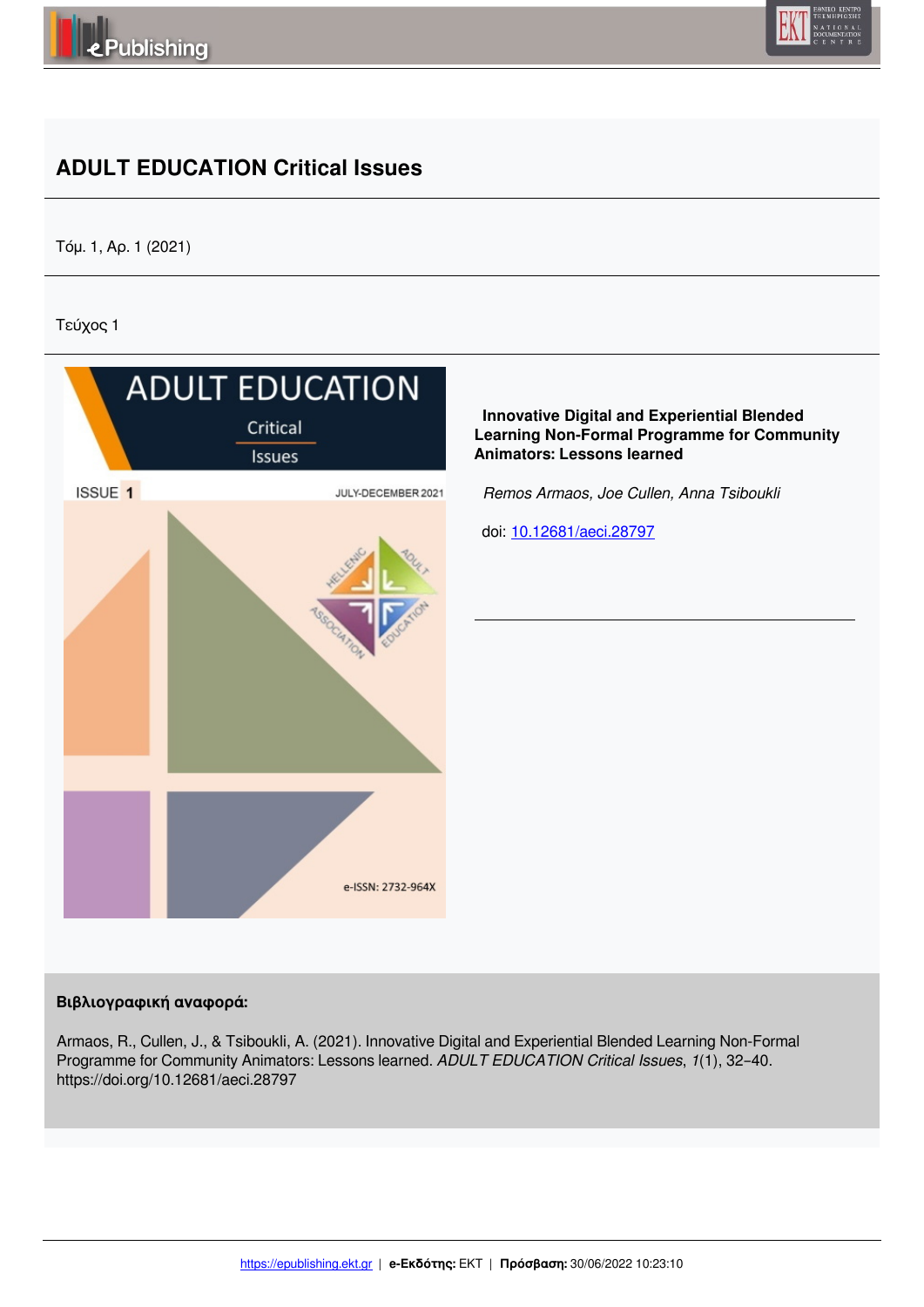# ADULT EDUCATION Critical Issues

Τόμ. 1, Αρ. 1 (2021)

Τεύχος 1

**Innovative Digital and Experiential Blended Learning Non-Formal Programme for Community Animators: Lessons learned**

*Remos Armaos, Joe Cullen, Anna Tsiboukli*

doi: 10.12681/aeci.28797

**Βιβλιογραφική αναφορά:**

Armaos, R., Cullen, J., & Tsiboukli, A. (2021). Innovative Digital and Experiential Blended Learning Non-Formal Programme for Community Animators: Lessons learned. *ADULT EDUCATION Critical Issues*, *1*(1), 32–40. https://doi.org/10.12681/aeci.28797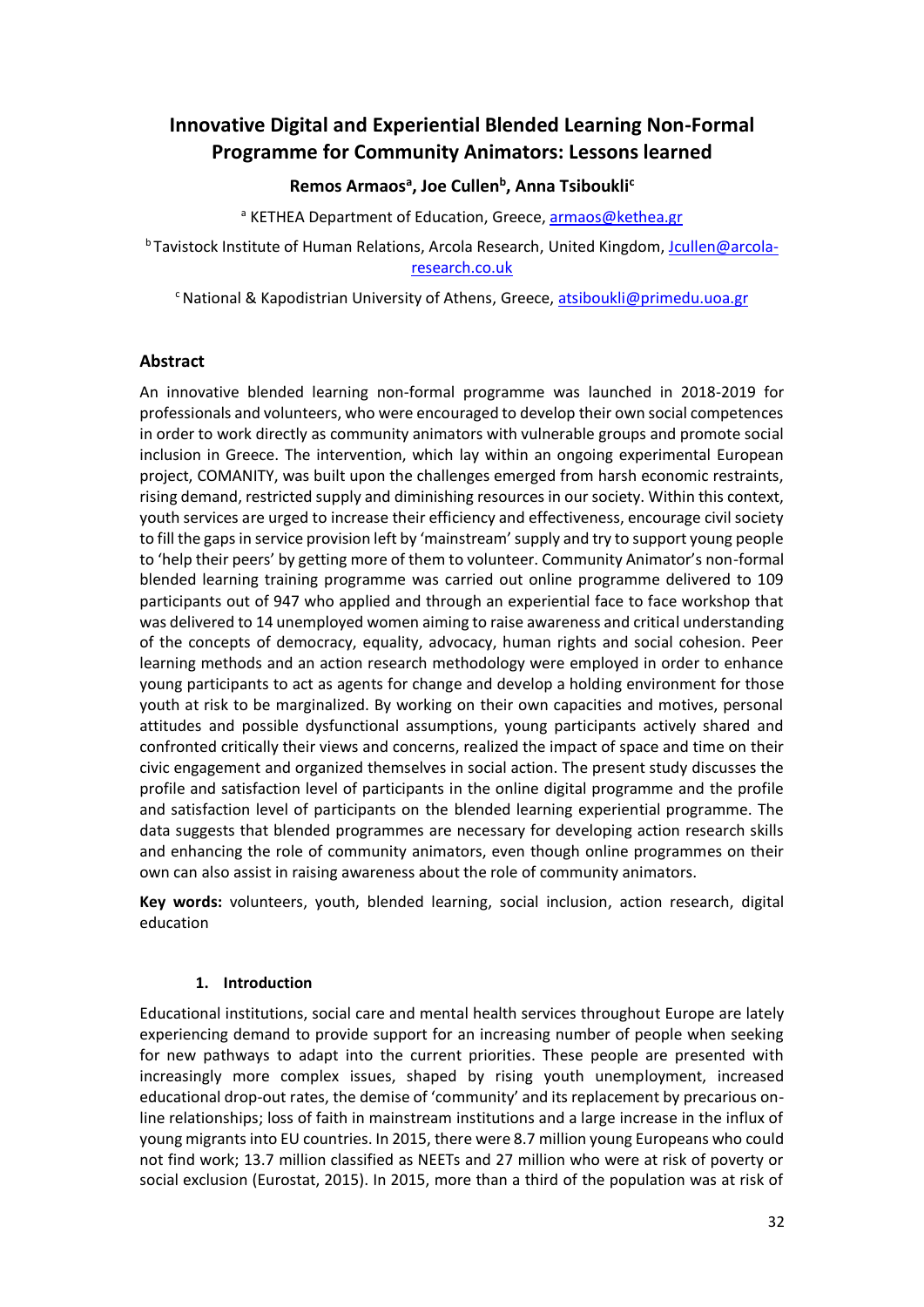# Innovative Digital and Experiential Blended Learning Non-Formal Programme for Community Animators: Lessons learned

**Remos Armaos[a], Joe Cullen[b], Anna Tsiboukli[c]**

[a] KETHEA Department of Education, Greece, armaos@kethea.gr

[b] Tavistock Institute of Human Relations, Arcola Research, United Kingdom, Jcullen@arcola-research.co.uk

[c] National & Kapodistrian University of Athens, Greece, atsiboukli@primedu.uoa.gr

## Abstract

An innovative blended learning non-formal programme was launched in 2018-2019 for professionals and volunteers, who were encouraged to develop their own social competences in order to work directly as community animators with vulnerable groups and promote social inclusion in Greece. The intervention, which lay within an ongoing experimental European project, COMANITY, was built upon the challenges emerged from harsh economic restraints, rising demand, restricted supply and diminishing resources in our society. Within this context, youth services are urged to increase their efficiency and effectiveness, encourage civil society to fill the gaps in service provision left by 'mainstream' supply and try to support young people to 'help their peers' by getting more of them to volunteer. Community Animator's non-formal blended learning training programme was carried out online programme delivered to 109 participants out of 947 who applied and through an experiential face to face workshop that was delivered to 14 unemployed women aiming to raise awareness and critical understanding of the concepts of democracy, equality, advocacy, human rights and social cohesion. Peer learning methods and an action research methodology were employed in order to enhance young participants to act as agents for change and develop a holding environment for those youth at risk to be marginalized. By working on their own capacities and motives, personal attitudes and possible dysfunctional assumptions, young participants actively shared and confronted critically their views and concerns, realized the impact of space and time on their civic engagement and organized themselves in social action. The present study discusses the profile and satisfaction level of participants in the online digital programme and the profile and satisfaction level of participants on the blended learning experiential programme. The data suggests that blended programmes are necessary for developing action research skills and enhancing the role of community animators, even though online programmes on their own can also assist in raising awareness about the role of community animators.

**Key words:** volunteers, youth, blended learning, social inclusion, action research, digital education

## 1. Introduction

Educational institutions, social care and mental health services throughout Europe are lately experiencing demand to provide support for an increasing number of people when seeking for new pathways to adapt into the current priorities. These people are presented with increasingly more complex issues, shaped by rising youth unemployment, increased educational drop-out rates, the demise of 'community' and its replacement by precarious on-line relationships; loss of faith in mainstream institutions and a large increase in the influx of young migrants into EU countries. In 2015, there were 8.7 million young Europeans who could not find work; 13.7 million classified as NEETs and 27 million who were at risk of poverty or social exclusion (Eurostat, 2015). In 2015, more than a third of the population was at risk of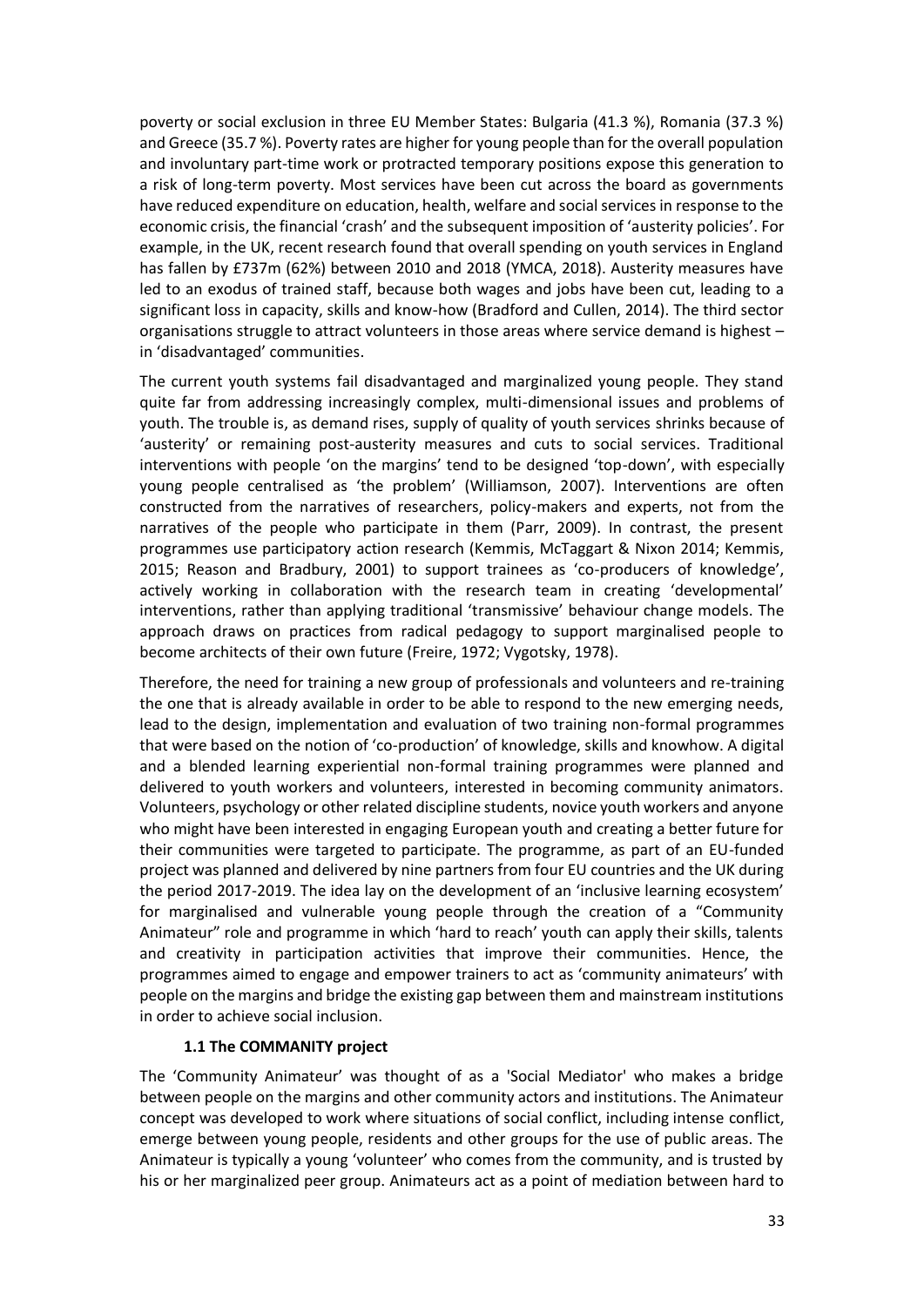poverty or social exclusion in three EU Member States: Bulgaria (41.3 %), Romania (37.3 %) and Greece (35.7 %). Poverty rates are higher for young people than for the overall population and involuntary part-time work or protracted temporary positions expose this generation to a risk of long-term poverty. Most services have been cut across the board as governments have reduced expenditure on education, health, welfare and social services in response to the economic crisis, the financial 'crash' and the subsequent imposition of 'austerity policies'. For example, in the UK, recent research found that overall spending on youth services in England has fallen by £737m (62%) between 2010 and 2018 (YMCA, 2018). Austerity measures have led to an exodus of trained staff, because both wages and jobs have been cut, leading to a significant loss in capacity, skills and know-how (Bradford and Cullen, 2014). The third sector organisations struggle to attract volunteers in those areas where service demand is highest – in 'disadvantaged' communities.

The current youth systems fail disadvantaged and marginalized young people. They stand quite far from addressing increasingly complex, multi-dimensional issues and problems of youth. The trouble is, as demand rises, supply of quality of youth services shrinks because of 'austerity' or remaining post-austerity measures and cuts to social services. Traditional interventions with people 'on the margins' tend to be designed 'top-down', with especially young people centralised as 'the problem' (Williamson, 2007). Interventions are often constructed from the narratives of researchers, policy-makers and experts, not from the narratives of the people who participate in them (Parr, 2009). In contrast, the present programmes use participatory action research (Kemmis, McTaggart & Nixon 2014; Kemmis, 2015; Reason and Bradbury, 2001) to support trainees as 'co-producers of knowledge', actively working in collaboration with the research team in creating 'developmental' interventions, rather than applying traditional 'transmissive' behaviour change models. The approach draws on practices from radical pedagogy to support marginalised people to become architects of their own future (Freire, 1972; Vygotsky, 1978).

Therefore, the need for training a new group of professionals and volunteers and re-training the one that is already available in order to be able to respond to the new emerging needs, lead to the design, implementation and evaluation of two training non-formal programmes that were based on the notion of 'co-production' of knowledge, skills and knowhow. A digital and a blended learning experiential non-formal training programmes were planned and delivered to youth workers and volunteers, interested in becoming community animators. Volunteers, psychology or other related discipline students, novice youth workers and anyone who might have been interested in engaging European youth and creating a better future for their communities were targeted to participate. The programme, as part of an EU-funded project was planned and delivered by nine partners from four EU countries and the UK during the period 2017-2019. The idea lay on the development of an 'inclusive learning ecosystem' for marginalised and vulnerable young people through the creation of a "Community Animateur" role and programme in which 'hard to reach' youth can apply their skills, talents and creativity in participation activities that improve their communities. Hence, the programmes aimed to engage and empower trainers to act as 'community animateurs' with people on the margins and bridge the existing gap between them and mainstream institutions in order to achieve social inclusion.

### 1.1 The COMMANITY project

The 'Community Animateur' was thought of as a 'Social Mediator' who makes a bridge between people on the margins and other community actors and institutions. The Animateur concept was developed to work where situations of social conflict, including intense conflict, emerge between young people, residents and other groups for the use of public areas. The Animateur is typically a young 'volunteer' who comes from the community, and is trusted by his or her marginalized peer group. Animateurs act as a point of mediation between hard to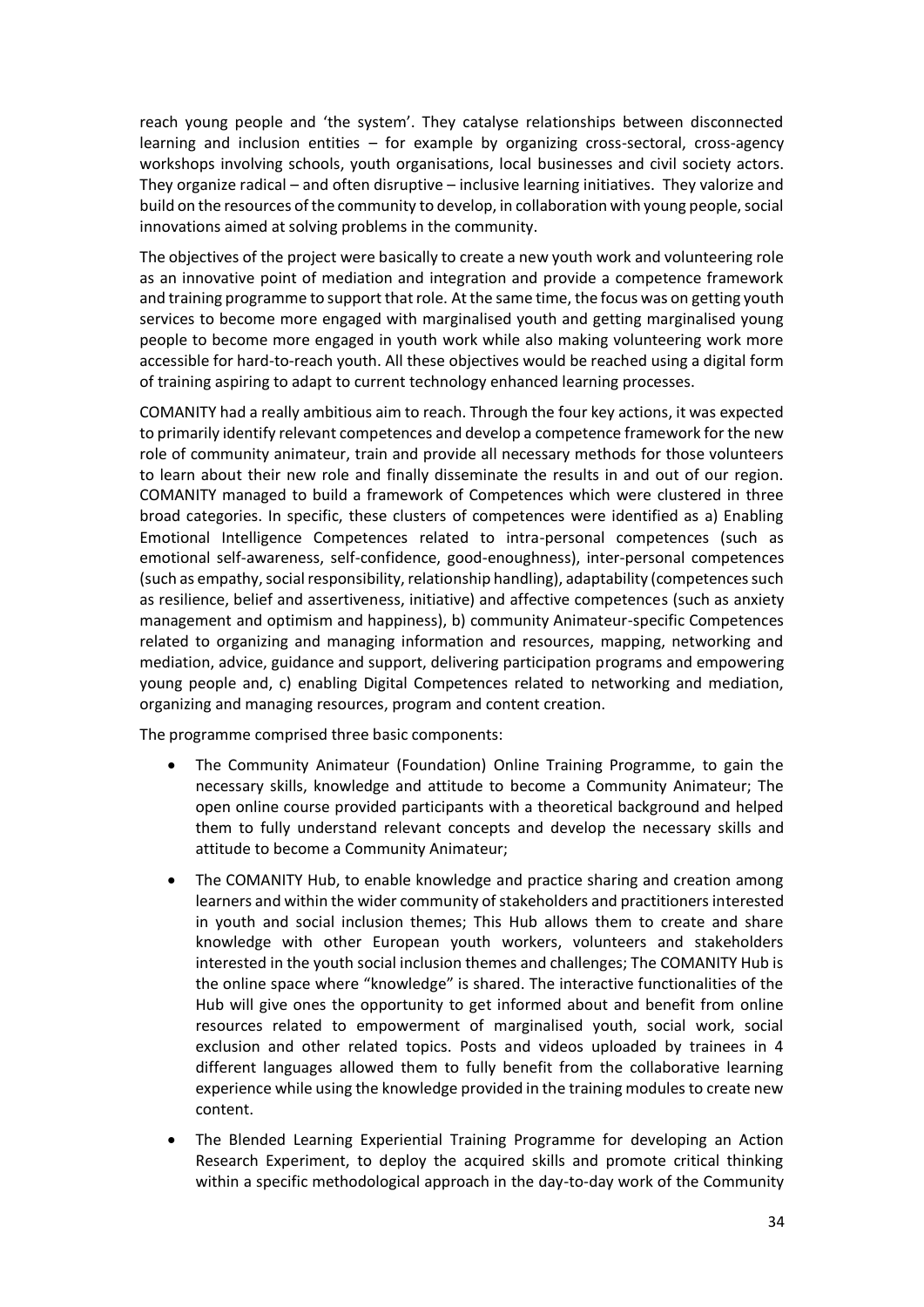reach young people and 'the system'. They catalyse relationships between disconnected learning and inclusion entities – for example by organizing cross-sectoral, cross-agency workshops involving schools, youth organisations, local businesses and civil society actors. They organize radical – and often disruptive – inclusive learning initiatives. They valorize and build on the resources of the community to develop, in collaboration with young people, social innovations aimed at solving problems in the community.

The objectives of the project were basically to create a new youth work and volunteering role as an innovative point of mediation and integration and provide a competence framework and training programme to support that role. At the same time, the focus was on getting youth services to become more engaged with marginalised youth and getting marginalised young people to become more engaged in youth work while also making volunteering work more accessible for hard-to-reach youth. All these objectives would be reached using a digital form of training aspiring to adapt to current technology enhanced learning processes.

COMANITY had a really ambitious aim to reach. Through the four key actions, it was expected to primarily identify relevant competences and develop a competence framework for the new role of community animateur, train and provide all necessary methods for those volunteers to learn about their new role and finally disseminate the results in and out of our region. COMANITY managed to build a framework of Competences which were clustered in three broad categories. In specific, these clusters of competences were identified as a) Enabling Emotional Intelligence Competences related to intra-personal competences (such as emotional self-awareness, self-confidence, good-enoughness), inter-personal competences (such as empathy, social responsibility, relationship handling), adaptability (competences such as resilience, belief and assertiveness, initiative) and affective competences (such as anxiety management and optimism and happiness), b) community Animateur-specific Competences related to organizing and managing information and resources, mapping, networking and mediation, advice, guidance and support, delivering participation programs and empowering young people and, c) enabling Digital Competences related to networking and mediation, organizing and managing resources, program and content creation.

The programme comprised three basic components:

- The Community Animateur (Foundation) Online Training Programme, to gain the necessary skills, knowledge and attitude to become a Community Animateur; The open online course provided participants with a theoretical background and helped them to fully understand relevant concepts and develop the necessary skills and attitude to become a Community Animateur;
- The COMANITY Hub, to enable knowledge and practice sharing and creation among learners and within the wider community of stakeholders and practitioners interested in youth and social inclusion themes; This Hub allows them to create and share knowledge with other European youth workers, volunteers and stakeholders interested in the youth social inclusion themes and challenges; The COMANITY Hub is the online space where "knowledge" is shared. The interactive functionalities of the Hub will give ones the opportunity to get informed about and benefit from online resources related to empowerment of marginalised youth, social work, social exclusion and other related topics. Posts and videos uploaded by trainees in 4 different languages allowed them to fully benefit from the collaborative learning experience while using the knowledge provided in the training modules to create new content.
- The Blended Learning Experiential Training Programme for developing an Action Research Experiment, to deploy the acquired skills and promote critical thinking within a specific methodological approach in the day-to-day work of the Community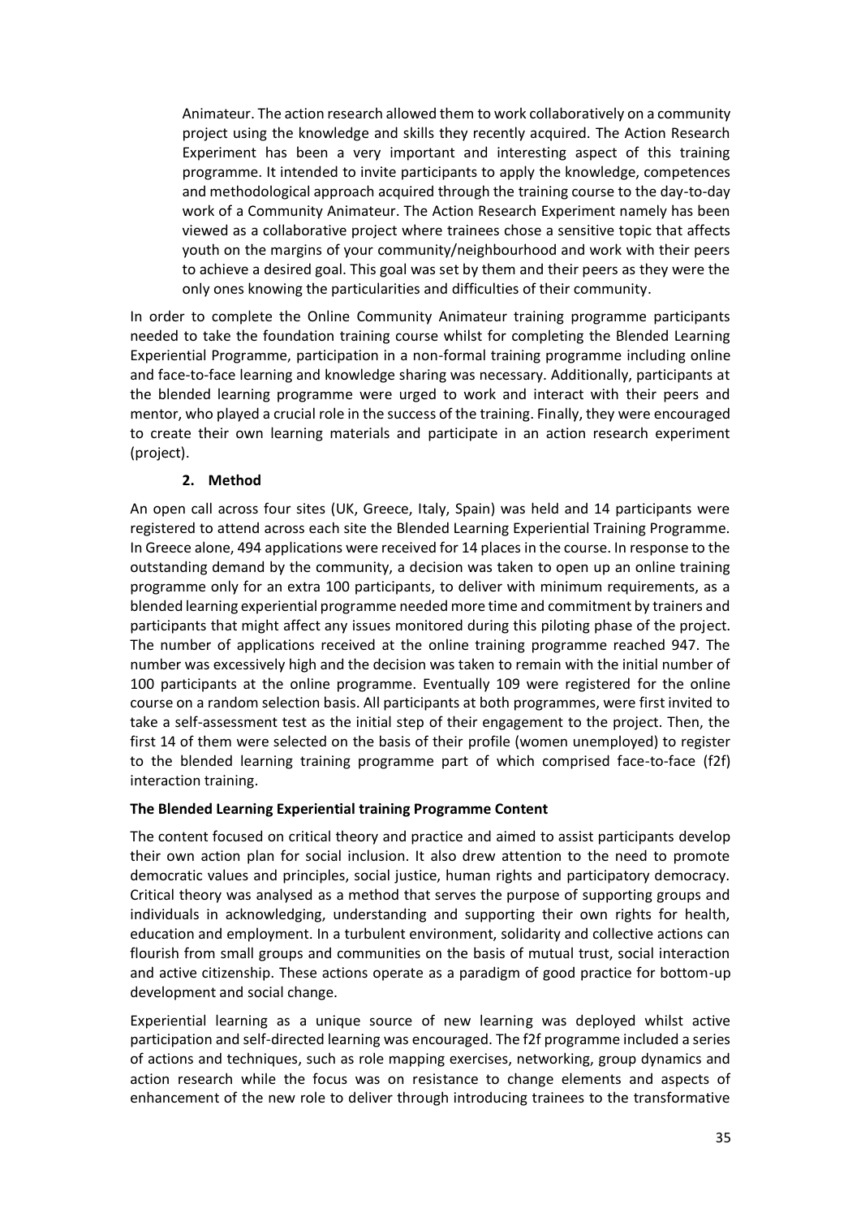Animateur. The action research allowed them to work collaboratively on a community project using the knowledge and skills they recently acquired. The Action Research Experiment has been a very important and interesting aspect of this training programme. It intended to invite participants to apply the knowledge, competences and methodological approach acquired through the training course to the day-to-day work of a Community Animateur. The Action Research Experiment namely has been viewed as a collaborative project where trainees chose a sensitive topic that affects youth on the margins of your community/neighbourhood and work with their peers to achieve a desired goal. This goal was set by them and their peers as they were the only ones knowing the particularities and difficulties of their community.

In order to complete the Online Community Animateur training programme participants needed to take the foundation training course whilst for completing the Blended Learning Experiential Programme, participation in a non-formal training programme including online and face-to-face learning and knowledge sharing was necessary. Additionally, participants at the blended learning programme were urged to work and interact with their peers and mentor, who played a crucial role in the success of the training. Finally, they were encouraged to create their own learning materials and participate in an action research experiment (project).

## 2. Method

An open call across four sites (UK, Greece, Italy, Spain) was held and 14 participants were registered to attend across each site the Blended Learning Experiential Training Programme. In Greece alone, 494 applications were received for 14 places in the course. In response to the outstanding demand by the community, a decision was taken to open up an online training programme only for an extra 100 participants, to deliver with minimum requirements, as a blended learning experiential programme needed more time and commitment by trainers and participants that might affect any issues monitored during this piloting phase of the project. The number of applications received at the online training programme reached 947. The number was excessively high and the decision was taken to remain with the initial number of 100 participants at the online programme. Eventually 109 were registered for the online course on a random selection basis. All participants at both programmes, were first invited to take a self-assessment test as the initial step of their engagement to the project. Then, the first 14 of them were selected on the basis of their profile (women unemployed) to register to the blended learning training programme part of which comprised face-to-face (f2f) interaction training.

**The Blended Learning Experiential training Programme Content**

The content focused on critical theory and practice and aimed to assist participants develop their own action plan for social inclusion. It also drew attention to the need to promote democratic values and principles, social justice, human rights and participatory democracy. Critical theory was analysed as a method that serves the purpose of supporting groups and individuals in acknowledging, understanding and supporting their own rights for health, education and employment. In a turbulent environment, solidarity and collective actions can flourish from small groups and communities on the basis of mutual trust, social interaction and active citizenship. These actions operate as a paradigm of good practice for bottom-up development and social change.

Experiential learning as a unique source of new learning was deployed whilst active participation and self-directed learning was encouraged. The f2f programme included a series of actions and techniques, such as role mapping exercises, networking, group dynamics and action research while the focus was on resistance to change elements and aspects of enhancement of the new role to deliver through introducing trainees to the transformative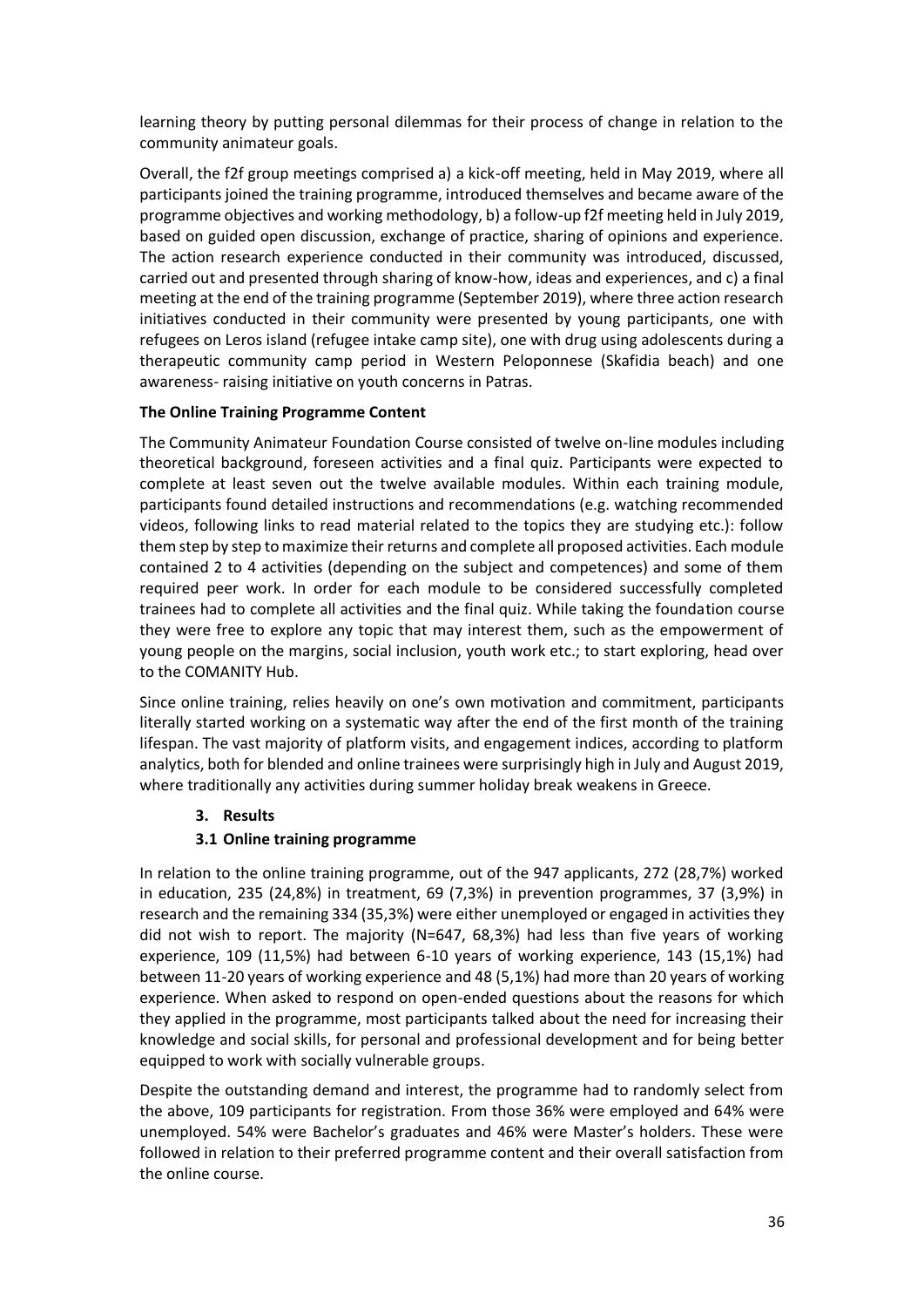learning theory by putting personal dilemmas for their process of change in relation to the community animateur goals.

Overall, the f2f group meetings comprised a) a kick-off meeting, held in May 2019, where all participants joined the training programme, introduced themselves and became aware of the programme objectives and working methodology, b) a follow-up f2f meeting held in July 2019, based on guided open discussion, exchange of practice, sharing of opinions and experience. The action research experience conducted in their community was introduced, discussed, carried out and presented through sharing of know-how, ideas and experiences, and c) a final meeting at the end of the training programme (September 2019), where three action research initiatives conducted in their community were presented by young participants, one with refugees on Leros island (refugee intake camp site), one with drug using adolescents during a therapeutic community camp period in Western Peloponnese (Skafidia beach) and one awareness- raising initiative on youth concerns in Patras.

**The Online Training Programme Content**

The Community Animateur Foundation Course consisted of twelve on-line modules including theoretical background, foreseen activities and a final quiz. Participants were expected to complete at least seven out the twelve available modules. Within each training module, participants found detailed instructions and recommendations (e.g. watching recommended videos, following links to read material related to the topics they are studying etc.): follow them step by step to maximize their returns and complete all proposed activities. Each module contained 2 to 4 activities (depending on the subject and competences) and some of them required peer work. In order for each module to be considered successfully completed trainees had to complete all activities and the final quiz. While taking the foundation course they were free to explore any topic that may interest them, such as the empowerment of young people on the margins, social inclusion, youth work etc.; to start exploring, head over to the COMANITY Hub.

Since online training, relies heavily on one's own motivation and commitment, participants literally started working on a systematic way after the end of the first month of the training lifespan. The vast majority of platform visits, and engagement indices, according to platform analytics, both for blended and online trainees were surprisingly high in July and August 2019, where traditionally any activities during summer holiday break weakens in Greece.

## 3. Results

### 3.1 Online training programme

In relation to the online training programme, out of the 947 applicants, 272 (28,7%) worked in education, 235 (24,8%) in treatment, 69 (7,3%) in prevention programmes, 37 (3,9%) in research and the remaining 334 (35,3%) were either unemployed or engaged in activities they did not wish to report. The majority (N=647, 68,3%) had less than five years of working experience, 109 (11,5%) had between 6-10 years of working experience, 143 (15,1%) had between 11-20 years of working experience and 48 (5,1%) had more than 20 years of working experience. When asked to respond on open-ended questions about the reasons for which they applied in the programme, most participants talked about the need for increasing their knowledge and social skills, for personal and professional development and for being better equipped to work with socially vulnerable groups.

Despite the outstanding demand and interest, the programme had to randomly select from the above, 109 participants for registration. From those 36% were employed and 64% were unemployed. 54% were Bachelor's graduates and 46% were Master's holders. These were followed in relation to their preferred programme content and their overall satisfaction from the online course.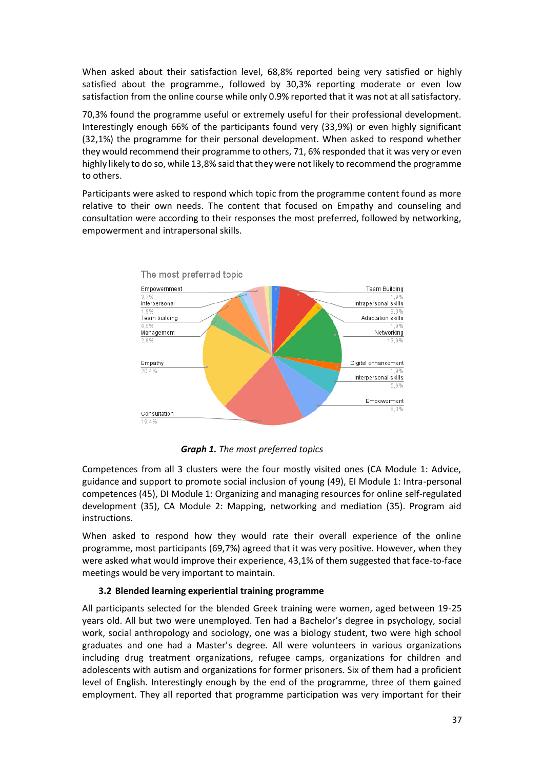When asked about their satisfaction level, 68,8% reported being very satisfied or highly satisfied about the programme., followed by 30,3% reporting moderate or even low satisfaction from the online course while only 0.9% reported that it was not at all satisfactory.

70,3% found the programme useful or extremely useful for their professional development. Interestingly enough 66% of the participants found very (33,9%) or even highly significant (32,1%) the programme for their personal development. When asked to respond whether they would recommend their programme to others, 71, 6% responded that it was very or even highly likely to do so, while 13,8% said that they were not likely to recommend the programme to others.

Participants were asked to respond which topic from the programme content found as more relative to their own needs. The content that focused on Empathy and counseling and consultation were according to their responses the most preferred, followed by networking, empowerment and intrapersonal skills.

The most preferred topic

Empowerment 3,7%
Interpersonal 1,9%
Team building 6,5%
Management 2,8%
Empathy 20,4%
Consultation 19,4%
Team Building 1,9%
Intrapersonal skills 9,3%
Adaptation skills 1,9%
Networking 13,9%
Digital enhancement 1,9%
Interpersonal skills 5,6%
Empowerment 8,3%

***Graph 1.*** *The most preferred topics*

Competences from all 3 clusters were the four mostly visited ones (CA Module 1: Advice, guidance and support to promote social inclusion of young (49), EI Module 1: Intra-personal competences (45), DI Module 1: Organizing and managing resources for online self-regulated development (35), CA Module 2: Mapping, networking and mediation (35). Program aid instructions.

When asked to respond how they would rate their overall experience of the online programme, most participants (69,7%) agreed that it was very positive. However, when they were asked what would improve their experience, 43,1% of them suggested that face-to-face meetings would be very important to maintain.

### 3.2 Blended learning experiential training programme

All participants selected for the blended Greek training were women, aged between 19-25 years old. All but two were unemployed. Ten had a Bachelor's degree in psychology, social work, social anthropology and sociology, one was a biology student, two were high school graduates and one had a Master's degree. All were volunteers in various organizations including drug treatment organizations, refugee camps, organizations for children and adolescents with autism and organizations for former prisoners. Six of them had a proficient level of English. Interestingly enough by the end of the programme, three of them gained employment. They all reported that programme participation was very important for their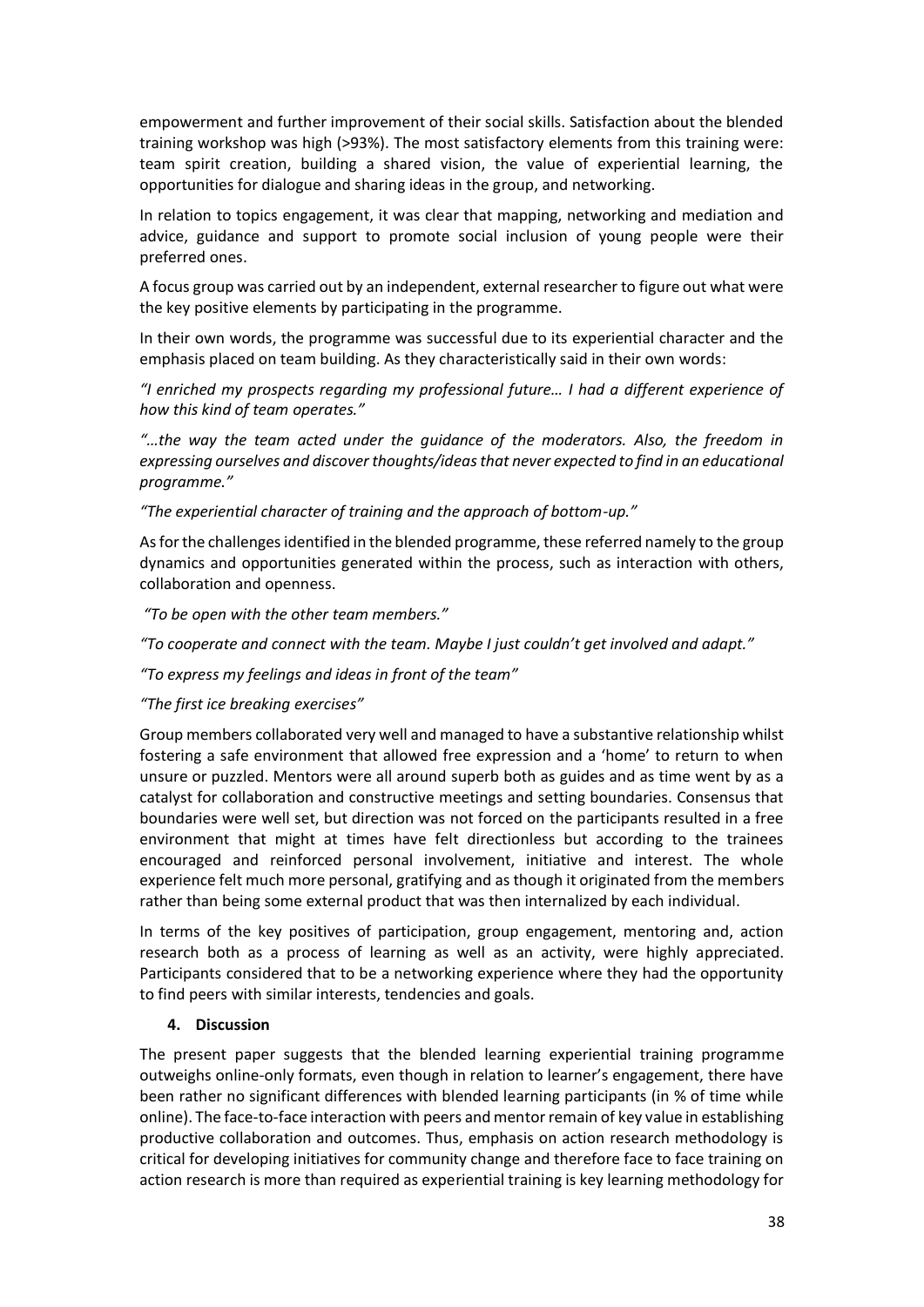empowerment and further improvement of their social skills. Satisfaction about the blended training workshop was high (>93%). The most satisfactory elements from this training were: team spirit creation, building a shared vision, the value of experiential learning, the opportunities for dialogue and sharing ideas in the group, and networking.

In relation to topics engagement, it was clear that mapping, networking and mediation and advice, guidance and support to promote social inclusion of young people were their preferred ones.

A focus group was carried out by an independent, external researcher to figure out what were the key positive elements by participating in the programme.

In their own words, the programme was successful due to its experiential character and the emphasis placed on team building. As they characteristically said in their own words:

*"I enriched my prospects regarding my professional future… I had a different experience of how this kind of team operates."*

*"…the way the team acted under the guidance of the moderators. Also, the freedom in expressing ourselves and discover thoughts/ideas that never expected to find in an educational programme."*

*"The experiential character of training and the approach of bottom-up."*

As for the challenges identified in the blended programme, these referred namely to the group dynamics and opportunities generated within the process, such as interaction with others, collaboration and openness.

*"To be open with the other team members."*

*"To cooperate and connect with the team. Maybe I just couldn't get involved and adapt."*

*"To express my feelings and ideas in front of the team"*

*"The first ice breaking exercises"*

Group members collaborated very well and managed to have a substantive relationship whilst fostering a safe environment that allowed free expression and a 'home' to return to when unsure or puzzled. Mentors were all around superb both as guides and as time went by as a catalyst for collaboration and constructive meetings and setting boundaries. Consensus that boundaries were well set, but direction was not forced on the participants resulted in a free environment that might at times have felt directionless but according to the trainees encouraged and reinforced personal involvement, initiative and interest. The whole experience felt much more personal, gratifying and as though it originated from the members rather than being some external product that was then internalized by each individual.

In terms of the key positives of participation, group engagement, mentoring and, action research both as a process of learning as well as an activity, were highly appreciated. Participants considered that to be a networking experience where they had the opportunity to find peers with similar interests, tendencies and goals.

## 4. Discussion

The present paper suggests that the blended learning experiential training programme outweighs online-only formats, even though in relation to learner's engagement, there have been rather no significant differences with blended learning participants (in % of time while online). The face-to-face interaction with peers and mentor remain of key value in establishing productive collaboration and outcomes. Thus, emphasis on action research methodology is critical for developing initiatives for community change and therefore face to face training on action research is more than required as experiential training is key learning methodology for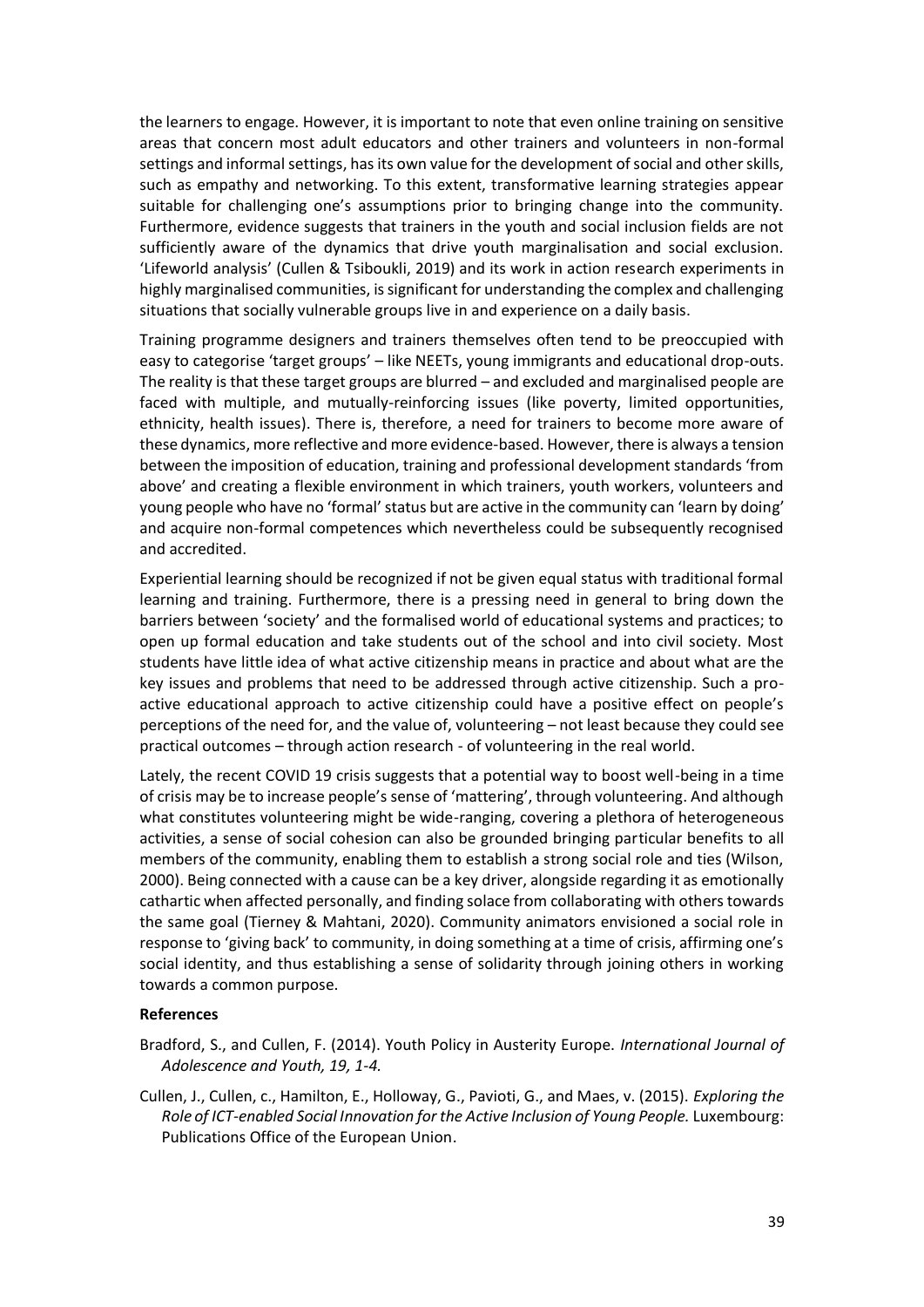the learners to engage. However, it is important to note that even online training on sensitive areas that concern most adult educators and other trainers and volunteers in non-formal settings and informal settings, has its own value for the development of social and other skills, such as empathy and networking. To this extent, transformative learning strategies appear suitable for challenging one's assumptions prior to bringing change into the community. Furthermore, evidence suggests that trainers in the youth and social inclusion fields are not sufficiently aware of the dynamics that drive youth marginalisation and social exclusion. 'Lifeworld analysis' (Cullen & Tsiboukli, 2019) and its work in action research experiments in highly marginalised communities, is significant for understanding the complex and challenging situations that socially vulnerable groups live in and experience on a daily basis.

Training programme designers and trainers themselves often tend to be preoccupied with easy to categorise 'target groups' – like NEETs, young immigrants and educational drop-outs. The reality is that these target groups are blurred – and excluded and marginalised people are faced with multiple, and mutually-reinforcing issues (like poverty, limited opportunities, ethnicity, health issues). There is, therefore, a need for trainers to become more aware of these dynamics, more reflective and more evidence-based. However, there is always a tension between the imposition of education, training and professional development standards 'from above' and creating a flexible environment in which trainers, youth workers, volunteers and young people who have no 'formal' status but are active in the community can 'learn by doing' and acquire non-formal competences which nevertheless could be subsequently recognised and accredited.

Experiential learning should be recognized if not be given equal status with traditional formal learning and training. Furthermore, there is a pressing need in general to bring down the barriers between 'society' and the formalised world of educational systems and practices; to open up formal education and take students out of the school and into civil society. Most students have little idea of what active citizenship means in practice and about what are the key issues and problems that need to be addressed through active citizenship. Such a pro-active educational approach to active citizenship could have a positive effect on people's perceptions of the need for, and the value of, volunteering – not least because they could see practical outcomes – through action research - of volunteering in the real world.

Lately, the recent COVID 19 crisis suggests that a potential way to boost well-being in a time of crisis may be to increase people's sense of 'mattering', through volunteering. And although what constitutes volunteering might be wide-ranging, covering a plethora of heterogeneous activities, a sense of social cohesion can also be grounded bringing particular benefits to all members of the community, enabling them to establish a strong social role and ties (Wilson, 2000). Being connected with a cause can be a key driver, alongside regarding it as emotionally cathartic when affected personally, and finding solace from collaborating with others towards the same goal (Tierney & Mahtani, 2020). Community animators envisioned a social role in response to 'giving back' to community, in doing something at a time of crisis, affirming one's social identity, and thus establishing a sense of solidarity through joining others in working towards a common purpose.

**References**

Bradford, S., and Cullen, F. (2014). Youth Policy in Austerity Europe. *International Journal of Adolescence and Youth, 19, 1-4.*

Cullen, J., Cullen, c., Hamilton, E., Holloway, G., Pavioti, G., and Maes, v. (2015). *Exploring the Role of ICT-enabled Social Innovation for the Active Inclusion of Young People.* Luxembourg: Publications Office of the European Union.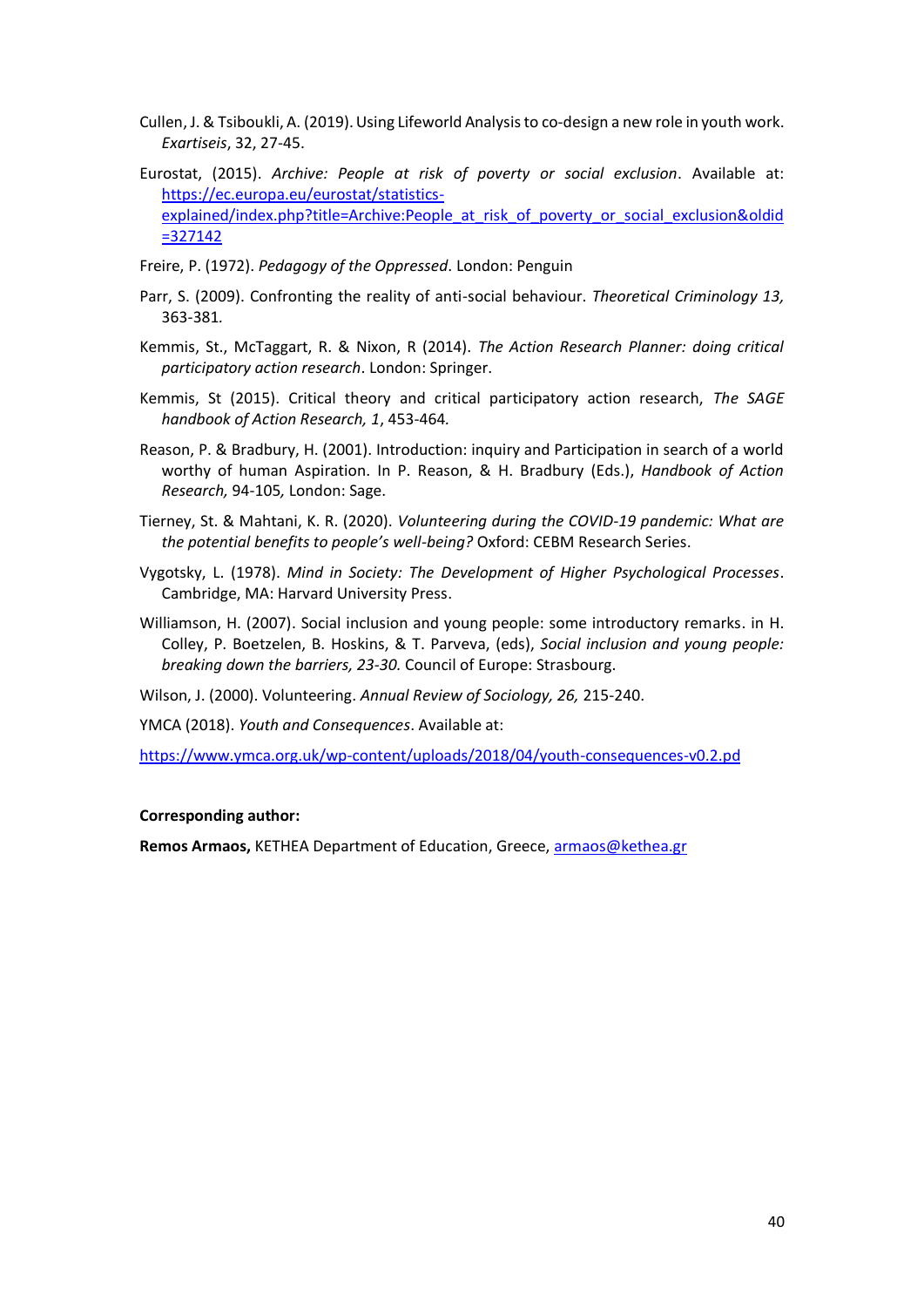Cullen, J. & Tsiboukli, A. (2019). Using Lifeworld Analysis to co-design a new role in youth work. *Exartiseis*, 32, 27-45.

Eurostat, (2015). *Archive: People at risk of poverty or social exclusion*. Available at: https://ec.europa.eu/eurostat/statistics-explained/index.php?title=Archive:People_at_risk_of_poverty_or_social_exclusion&oldid=327142

Freire, P. (1972). *Pedagogy of the Oppressed*. London: Penguin

Parr, S. (2009). Confronting the reality of anti-social behaviour. *Theoretical Criminology 13,* 363-381*.*

Kemmis, St., McTaggart, R. & Nixon, R (2014). *The Action Research Planner: doing critical participatory action research*. London: Springer.

Kemmis, St (2015). Critical theory and critical participatory action research, *The SAGE handbook of Action Research, 1*, 453-464*.*

Reason, P. & Bradbury, H. (2001). Introduction: inquiry and Participation in search of a world worthy of human Aspiration. In P. Reason, & H. Bradbury (Eds.), *Handbook of Action Research,* 94-105*,* London: Sage.

Tierney, St. & Mahtani, K. R. (2020). *Volunteering during the COVID-19 pandemic: What are the potential benefits to people's well-being?* Oxford: CEBM Research Series.

Vygotsky, L. (1978). *Mind in Society: The Development of Higher Psychological Processes*. Cambridge, MA: Harvard University Press.

Williamson, H. (2007). Social inclusion and young people: some introductory remarks. in H. Colley, P. Boetzelen, B. Hoskins, & T. Parveva, (eds), *Social inclusion and young people: breaking down the barriers, 23-30.* Council of Europe: Strasbourg.

Wilson, J. (2000). Volunteering. *Annual Review of Sociology, 26,* 215-240.

YMCA (2018). *Youth and Consequences*. Available at:

https://www.ymca.org.uk/wp-content/uploads/2018/04/youth-consequences-v0.2.pd

**Corresponding author:**

**Remos Armaos,** KETHEA Department of Education, Greece, armaos@kethea.gr